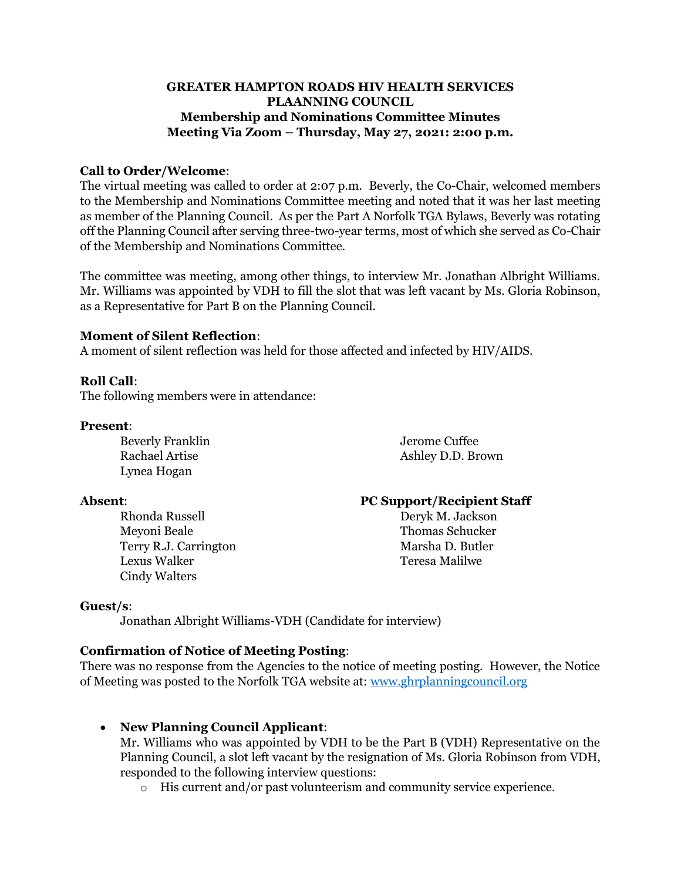**GREATER HAMPTON ROADS HIV HEALTH SERVICES PLAANNING COUNCIL**
**Membership and Nominations Committee Minutes**
**Meeting Via Zoom – Thursday, May 27, 2021: 2:00 p.m.**

**Call to Order/Welcome**:
The virtual meeting was called to order at 2:07 p.m. Beverly, the Co-Chair, welcomed members to the Membership and Nominations Committee meeting and noted that it was her last meeting as member of the Planning Council. As per the Part A Norfolk TGA Bylaws, Beverly was rotating off the Planning Council after serving three-two-year terms, most of which she served as Co-Chair of the Membership and Nominations Committee.

The committee was meeting, among other things, to interview Mr. Jonathan Albright Williams. Mr. Williams was appointed by VDH to fill the slot that was left vacant by Ms. Gloria Robinson, as a Representative for Part B on the Planning Council.

**Moment of Silent Reflection**:
A moment of silent reflection was held for those affected and infected by HIV/AIDS.

**Roll Call**:
The following members were in attendance:

**Present**:

Beverly Franklin
Rachael Artise
Lynea Hogan
Jerome Cuffee
Ashley D.D. Brown

**Absent**:

Rhonda Russell
Meyoni Beale
Terry R.J. Carrington
Lexus Walker
Cindy Walters

**PC Support/Recipient Staff**

Deryk M. Jackson
Thomas Schucker
Marsha D. Butler
Teresa Malilwe

**Guest/s**:

Jonathan Albright Williams-VDH (Candidate for interview)

**Confirmation of Notice of Meeting Posting**:
There was no response from the Agencies to the notice of meeting posting. However, the Notice of Meeting was posted to the Norfolk TGA website at: www.ghrplanningcouncil.org

- **New Planning Council Applicant**:
  Mr. Williams who was appointed by VDH to be the Part B (VDH) Representative on the Planning Council, a slot left vacant by the resignation of Ms. Gloria Robinson from VDH, responded to the following interview questions:
  - His current and/or past volunteerism and community service experience.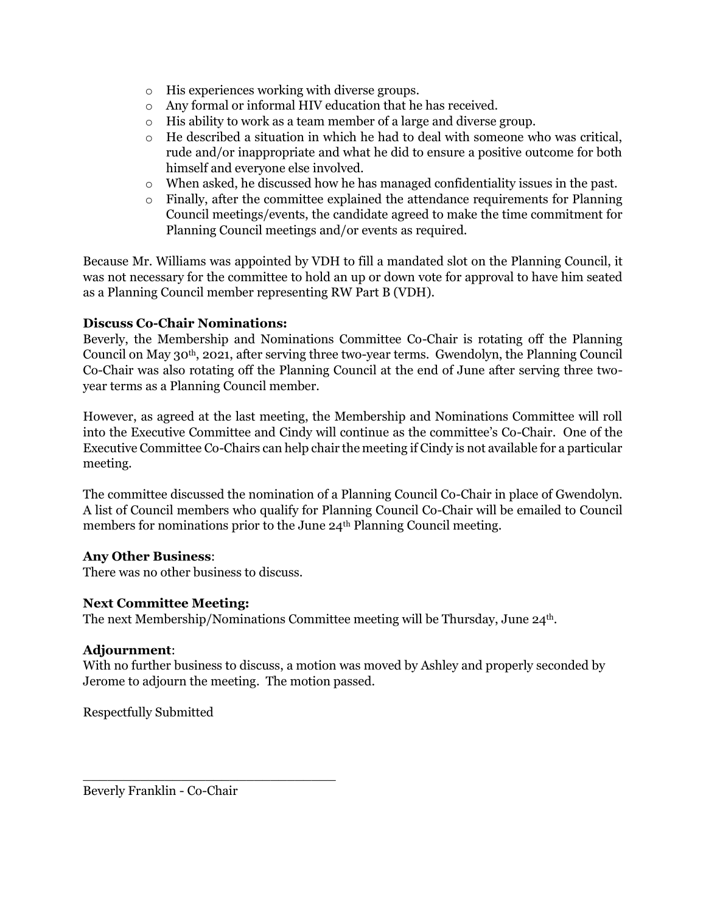- His experiences working with diverse groups.
- Any formal or informal HIV education that he has received.
- His ability to work as a team member of a large and diverse group.
- He described a situation in which he had to deal with someone who was critical, rude and/or inappropriate and what he did to ensure a positive outcome for both himself and everyone else involved.
- When asked, he discussed how he has managed confidentiality issues in the past.
- Finally, after the committee explained the attendance requirements for Planning Council meetings/events, the candidate agreed to make the time commitment for Planning Council meetings and/or events as required.

Because Mr. Williams was appointed by VDH to fill a mandated slot on the Planning Council, it was not necessary for the committee to hold an up or down vote for approval to have him seated as a Planning Council member representing RW Part B (VDH).

**Discuss Co-Chair Nominations:**
Beverly, the Membership and Nominations Committee Co-Chair is rotating off the Planning Council on May 30th, 2021, after serving three two-year terms. Gwendolyn, the Planning Council Co-Chair was also rotating off the Planning Council at the end of June after serving three two-year terms as a Planning Council member.

However, as agreed at the last meeting, the Membership and Nominations Committee will roll into the Executive Committee and Cindy will continue as the committee's Co-Chair. One of the Executive Committee Co-Chairs can help chair the meeting if Cindy is not available for a particular meeting.

The committee discussed the nomination of a Planning Council Co-Chair in place of Gwendolyn. A list of Council members who qualify for Planning Council Co-Chair will be emailed to Council members for nominations prior to the June 24th Planning Council meeting.

**Any Other Business**:
There was no other business to discuss.

**Next Committee Meeting:**
The next Membership/Nominations Committee meeting will be Thursday, June 24th.

**Adjournment**:
With no further business to discuss, a motion was moved by Ashley and properly seconded by Jerome to adjourn the meeting. The motion passed.

Respectfully Submitted

\_\_\_\_\_\_\_\_\_\_\_\_\_\_\_\_\_\_\_\_\_\_\_\_\_\_\_\_\_\_\_\_\_

Beverly Franklin - Co-Chair